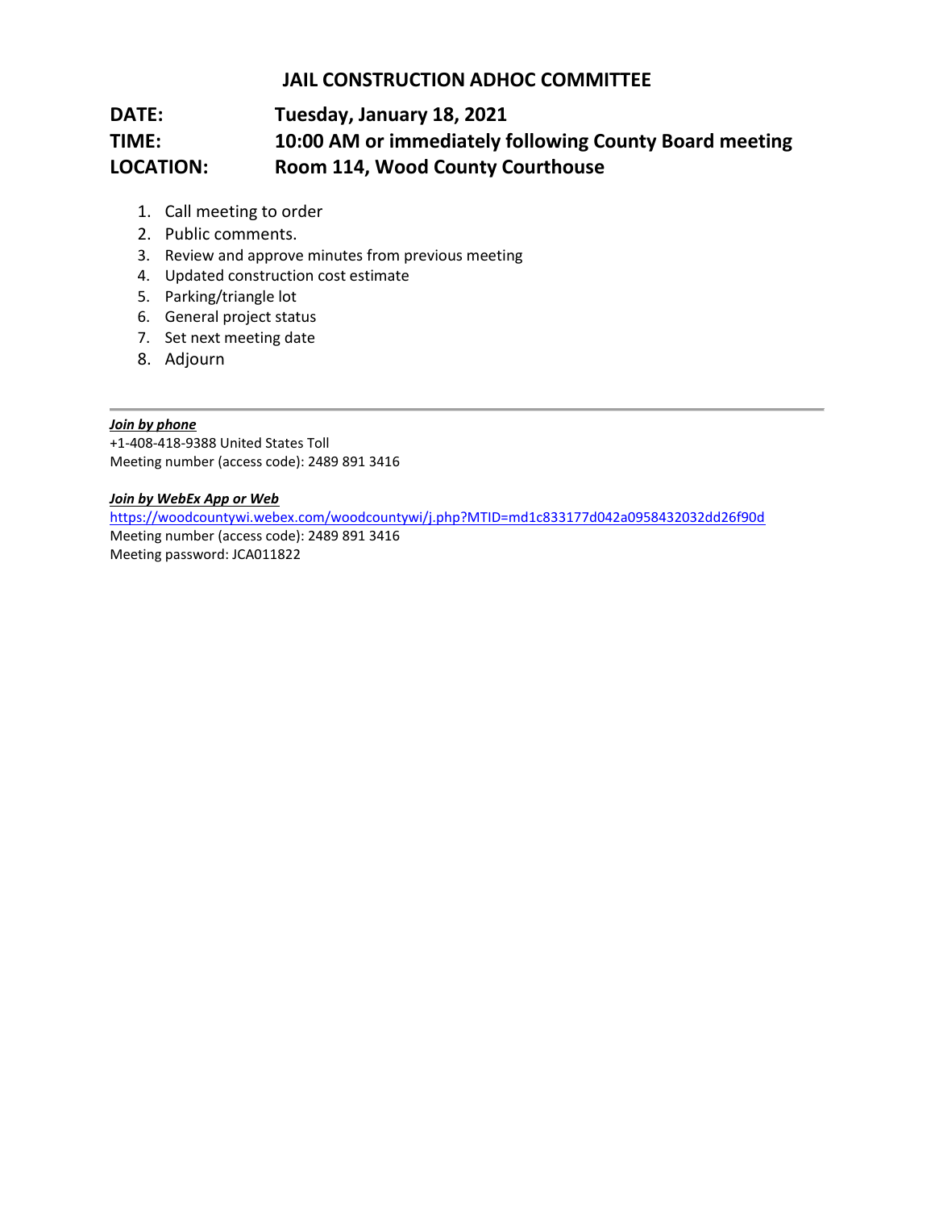# JAIL CONSTRUCTION ADHOC COMMITTEE

**DATE:** Tuesday, January 18, 2021

**TIME:** 10:00 AM or immediately following County Board meeting

**LOCATION:** Room 114, Wood County Courthouse

1. Call meeting to order
2. Public comments.
3. Review and approve minutes from previous meeting
4. Updated construction cost estimate
5. Parking/triangle lot
6. General project status
7. Set next meeting date
8. Adjourn

---

***Join by phone***

+1-408-418-9388 United States Toll

Meeting number (access code): 2489 891 3416

***Join by WebEx App or Web***

https://woodcountywi.webex.com/woodcountywi/j.php?MTID=md1c833177d042a0958432032dd26f90d

Meeting number (access code): 2489 891 3416

Meeting password: JCA011822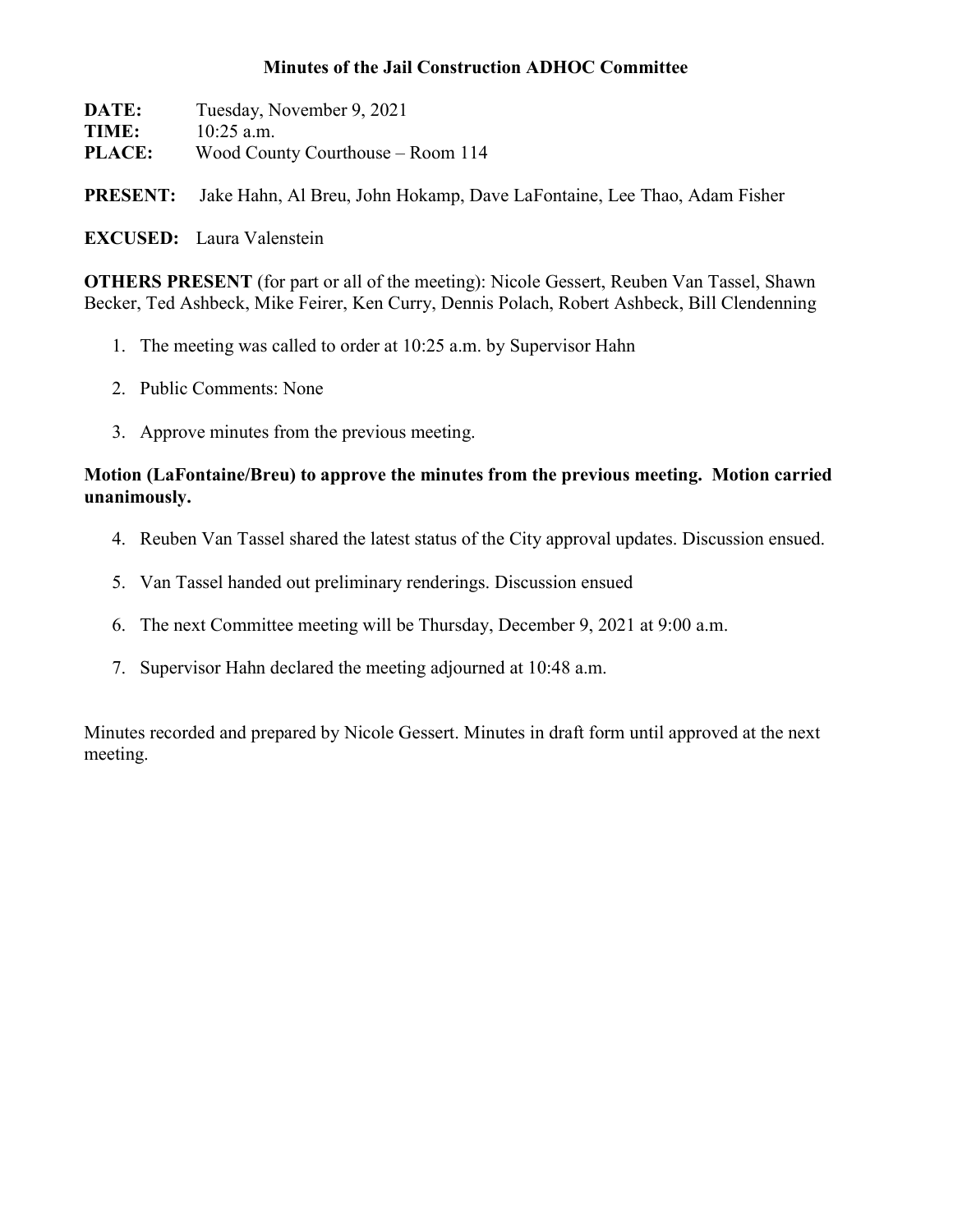# Minutes of the Jail Construction ADHOC Committee

**DATE:** Tuesday, November 9, 2021
**TIME:** 10:25 a.m.
**PLACE:** Wood County Courthouse – Room 114

**PRESENT:** Jake Hahn, Al Breu, John Hokamp, Dave LaFontaine, Lee Thao, Adam Fisher

**EXCUSED:** Laura Valenstein

**OTHERS PRESENT** (for part or all of the meeting): Nicole Gessert, Reuben Van Tassel, Shawn Becker, Ted Ashbeck, Mike Feirer, Ken Curry, Dennis Polach, Robert Ashbeck, Bill Clendenning

1. The meeting was called to order at 10:25 a.m. by Supervisor Hahn
2. Public Comments: None
3. Approve minutes from the previous meeting.

**Motion (LaFontaine/Breu) to approve the minutes from the previous meeting. Motion carried unanimously.**

4. Reuben Van Tassel shared the latest status of the City approval updates. Discussion ensued.
5. Van Tassel handed out preliminary renderings. Discussion ensued
6. The next Committee meeting will be Thursday, December 9, 2021 at 9:00 a.m.
7. Supervisor Hahn declared the meeting adjourned at 10:48 a.m.

Minutes recorded and prepared by Nicole Gessert. Minutes in draft form until approved at the next meeting.